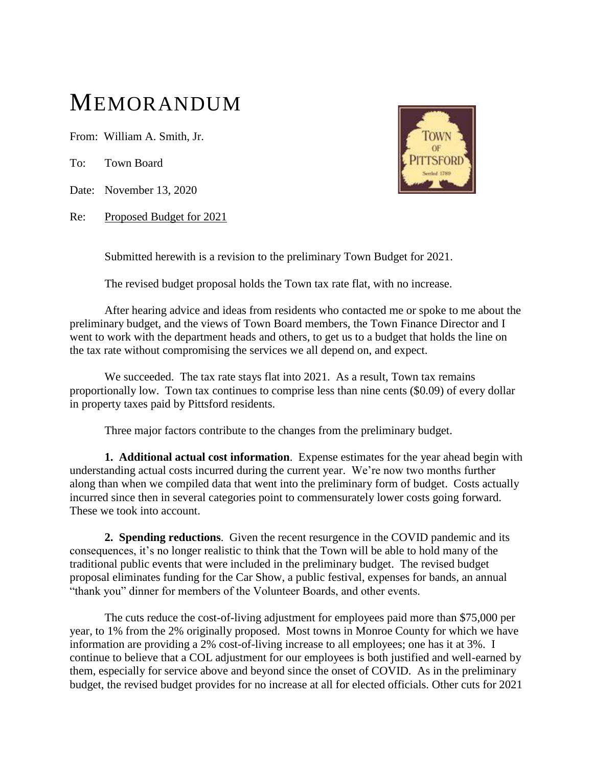# MEMORANDUM

From: William A. Smith, Jr.

To: Town Board

Date: November 13, 2020

Re: Proposed Budget for 2021

Submitted herewith is a revision to the preliminary Town Budget for 2021.

The revised budget proposal holds the Town tax rate flat, with no increase.

After hearing advice and ideas from residents who contacted me or spoke to me about the preliminary budget, and the views of Town Board members, the Town Finance Director and I went to work with the department heads and others, to get us to a budget that holds the line on the tax rate without compromising the services we all depend on, and expect.

We succeeded. The tax rate stays flat into 2021. As a result, Town tax remains proportionally low. Town tax continues to comprise less than nine cents ($0.09) of every dollar in property taxes paid by Pittsford residents.

Three major factors contribute to the changes from the preliminary budget.

**1. Additional actual cost information**. Expense estimates for the year ahead begin with understanding actual costs incurred during the current year. We're now two months further along than when we compiled data that went into the preliminary form of budget. Costs actually incurred since then in several categories point to commensurately lower costs going forward. These we took into account.

**2. Spending reductions**. Given the recent resurgence in the COVID pandemic and its consequences, it's no longer realistic to think that the Town will be able to hold many of the traditional public events that were included in the preliminary budget. The revised budget proposal eliminates funding for the Car Show, a public festival, expenses for bands, an annual "thank you" dinner for members of the Volunteer Boards, and other events.

The cuts reduce the cost-of-living adjustment for employees paid more than $75,000 per year, to 1% from the 2% originally proposed. Most towns in Monroe County for which we have information are providing a 2% cost-of-living increase to all employees; one has it at 3%. I continue to believe that a COL adjustment for our employees is both justified and well-earned by them, especially for service above and beyond since the onset of COVID. As in the preliminary budget, the revised budget provides for no increase at all for elected officials. Other cuts for 2021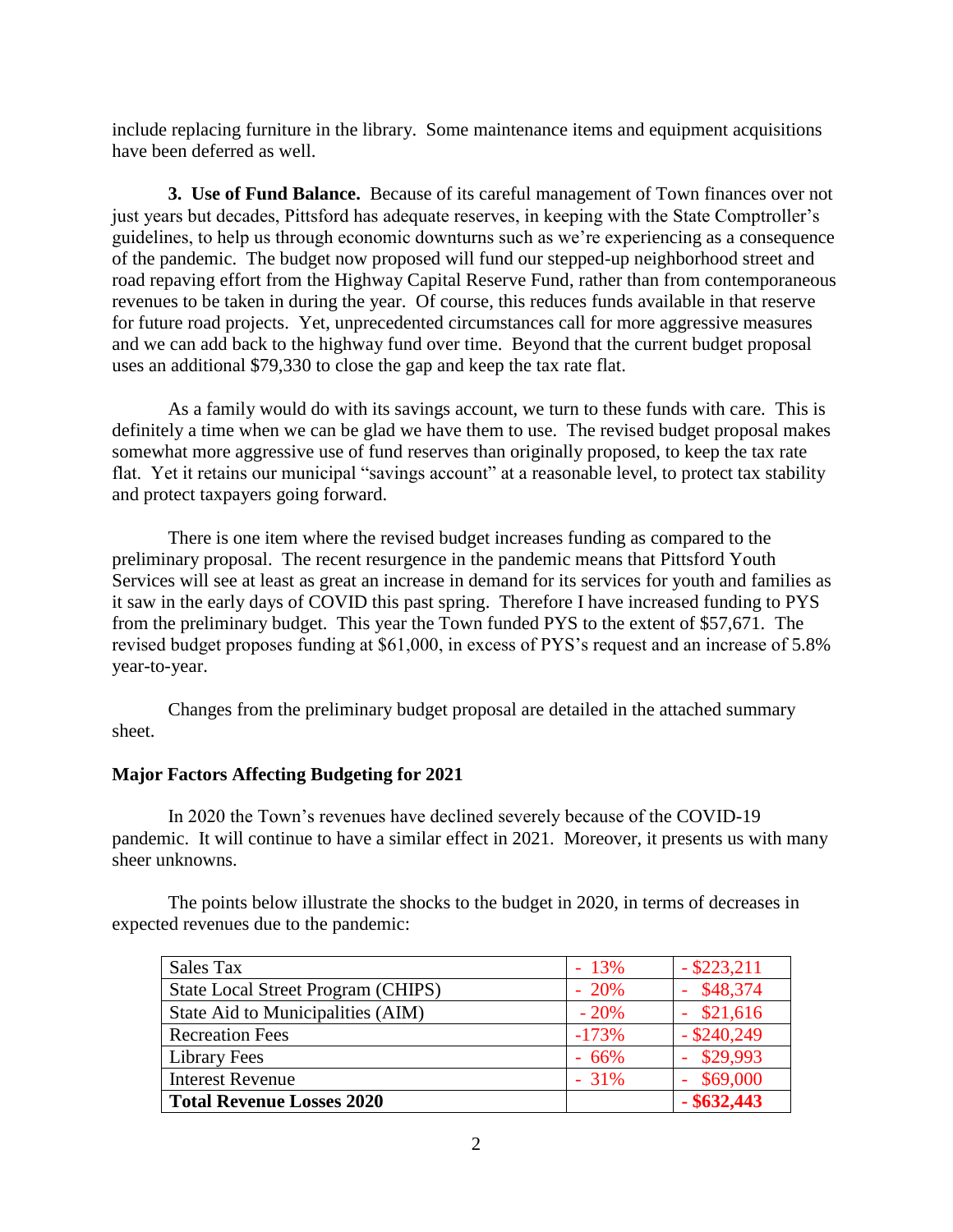include replacing furniture in the library. Some maintenance items and equipment acquisitions have been deferred as well.

**3. Use of Fund Balance.** Because of its careful management of Town finances over not just years but decades, Pittsford has adequate reserves, in keeping with the State Comptroller's guidelines, to help us through economic downturns such as we're experiencing as a consequence of the pandemic. The budget now proposed will fund our stepped-up neighborhood street and road repaving effort from the Highway Capital Reserve Fund, rather than from contemporaneous revenues to be taken in during the year. Of course, this reduces funds available in that reserve for future road projects. Yet, unprecedented circumstances call for more aggressive measures and we can add back to the highway fund over time. Beyond that the current budget proposal uses an additional $79,330 to close the gap and keep the tax rate flat.

As a family would do with its savings account, we turn to these funds with care. This is definitely a time when we can be glad we have them to use. The revised budget proposal makes somewhat more aggressive use of fund reserves than originally proposed, to keep the tax rate flat. Yet it retains our municipal "savings account" at a reasonable level, to protect tax stability and protect taxpayers going forward.

There is one item where the revised budget increases funding as compared to the preliminary proposal. The recent resurgence in the pandemic means that Pittsford Youth Services will see at least as great an increase in demand for its services for youth and families as it saw in the early days of COVID this past spring. Therefore I have increased funding to PYS from the preliminary budget. This year the Town funded PYS to the extent of $57,671. The revised budget proposes funding at $61,000, in excess of PYS's request and an increase of 5.8% year-to-year.

Changes from the preliminary budget proposal are detailed in the attached summary sheet.

**Major Factors Affecting Budgeting for 2021**

In 2020 the Town's revenues have declined severely because of the COVID-19 pandemic. It will continue to have a similar effect in 2021. Moreover, it presents us with many sheer unknowns.

The points below illustrate the shocks to the budget in 2020, in terms of decreases in expected revenues due to the pandemic:

| Sales Tax | - 13% | - $223,211 |
|---|---|---|
| State Local Street Program (CHIPS) | - 20% | - $48,374 |
| State Aid to Municipalities (AIM) | - 20% | - $21,616 |
| Recreation Fees | -173% | - $240,249 |
| Library Fees | - 66% | - $29,993 |
| Interest Revenue | - 31% | - $69,000 |
| **Total Revenue Losses 2020** | | **- $632,443** |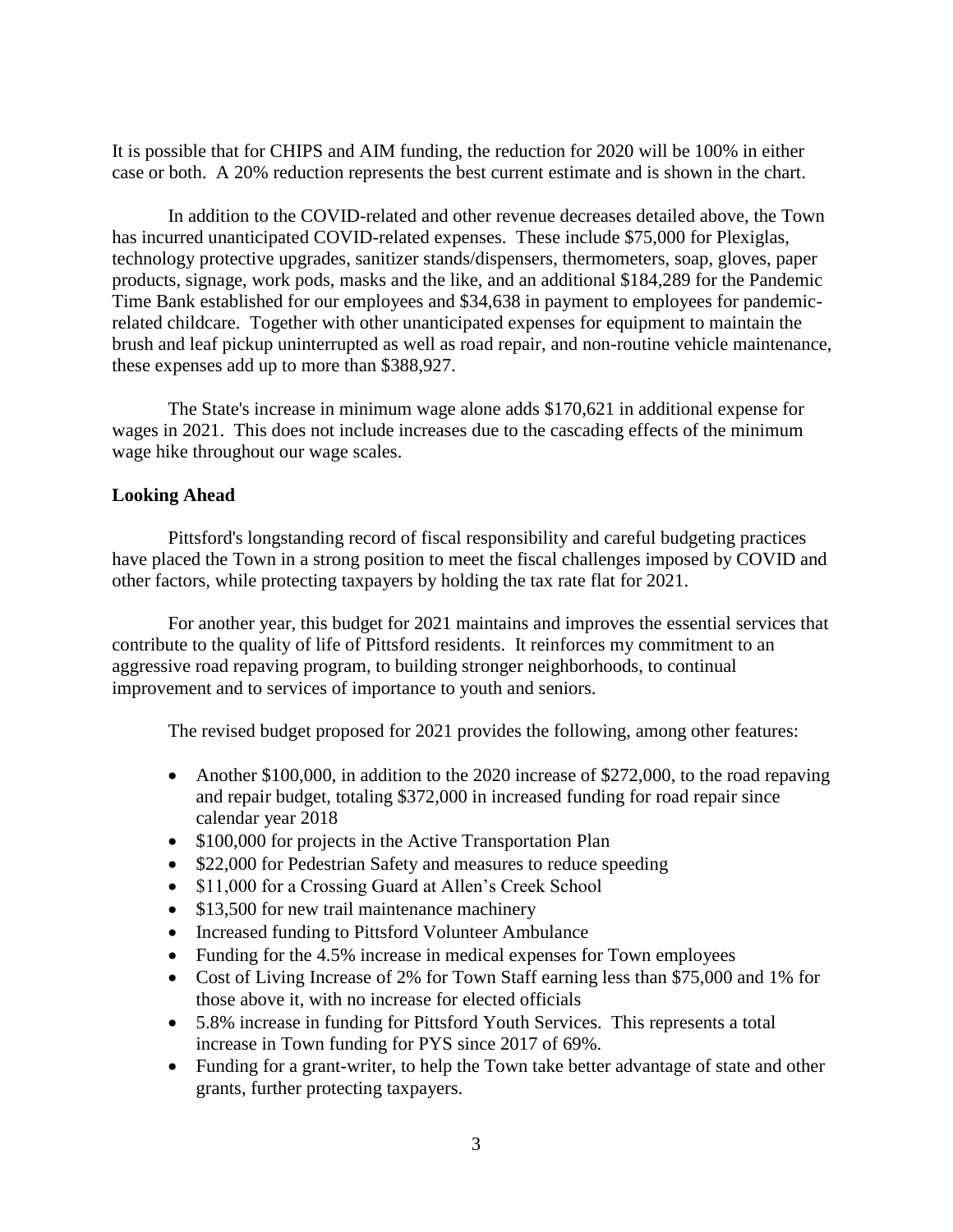It is possible that for CHIPS and AIM funding, the reduction for 2020 will be 100% in either case or both. A 20% reduction represents the best current estimate and is shown in the chart.

In addition to the COVID-related and other revenue decreases detailed above, the Town has incurred unanticipated COVID-related expenses. These include $75,000 for Plexiglas, technology protective upgrades, sanitizer stands/dispensers, thermometers, soap, gloves, paper products, signage, work pods, masks and the like, and an additional $184,289 for the Pandemic Time Bank established for our employees and $34,638 in payment to employees for pandemic-related childcare. Together with other unanticipated expenses for equipment to maintain the brush and leaf pickup uninterrupted as well as road repair, and non-routine vehicle maintenance, these expenses add up to more than $388,927.

The State's increase in minimum wage alone adds $170,621 in additional expense for wages in 2021. This does not include increases due to the cascading effects of the minimum wage hike throughout our wage scales.

**Looking Ahead**

Pittsford's longstanding record of fiscal responsibility and careful budgeting practices have placed the Town in a strong position to meet the fiscal challenges imposed by COVID and other factors, while protecting taxpayers by holding the tax rate flat for 2021.

For another year, this budget for 2021 maintains and improves the essential services that contribute to the quality of life of Pittsford residents. It reinforces my commitment to an aggressive road repaving program, to building stronger neighborhoods, to continual improvement and to services of importance to youth and seniors.

The revised budget proposed for 2021 provides the following, among other features:

- Another $100,000, in addition to the 2020 increase of $272,000, to the road repaving and repair budget, totaling $372,000 in increased funding for road repair since calendar year 2018
- $100,000 for projects in the Active Transportation Plan
- $22,000 for Pedestrian Safety and measures to reduce speeding
- $11,000 for a Crossing Guard at Allen's Creek School
- $13,500 for new trail maintenance machinery
- Increased funding to Pittsford Volunteer Ambulance
- Funding for the 4.5% increase in medical expenses for Town employees
- Cost of Living Increase of 2% for Town Staff earning less than $75,000 and 1% for those above it, with no increase for elected officials
- 5.8% increase in funding for Pittsford Youth Services. This represents a total increase in Town funding for PYS since 2017 of 69%.
- Funding for a grant-writer, to help the Town take better advantage of state and other grants, further protecting taxpayers.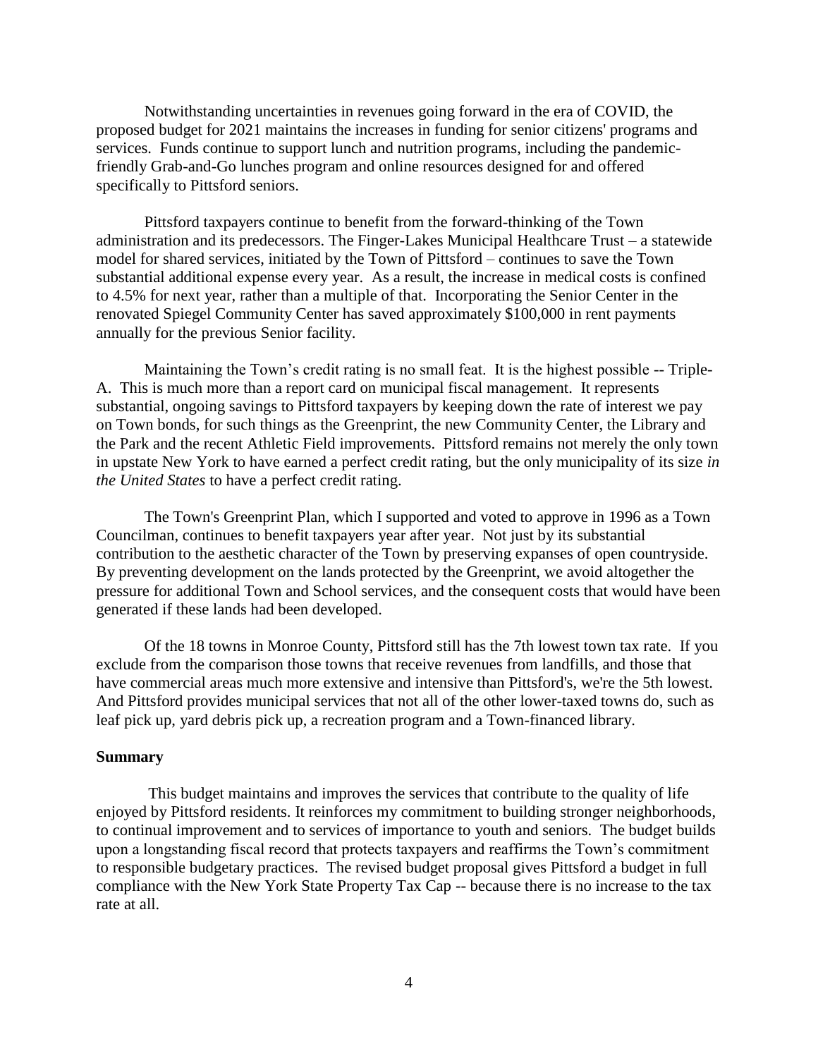Notwithstanding uncertainties in revenues going forward in the era of COVID, the proposed budget for 2021 maintains the increases in funding for senior citizens' programs and services. Funds continue to support lunch and nutrition programs, including the pandemic-friendly Grab-and-Go lunches program and online resources designed for and offered specifically to Pittsford seniors.

Pittsford taxpayers continue to benefit from the forward-thinking of the Town administration and its predecessors. The Finger-Lakes Municipal Healthcare Trust – a statewide model for shared services, initiated by the Town of Pittsford – continues to save the Town substantial additional expense every year. As a result, the increase in medical costs is confined to 4.5% for next year, rather than a multiple of that. Incorporating the Senior Center in the renovated Spiegel Community Center has saved approximately $100,000 in rent payments annually for the previous Senior facility.

Maintaining the Town's credit rating is no small feat. It is the highest possible -- Triple-A. This is much more than a report card on municipal fiscal management. It represents substantial, ongoing savings to Pittsford taxpayers by keeping down the rate of interest we pay on Town bonds, for such things as the Greenprint, the new Community Center, the Library and the Park and the recent Athletic Field improvements. Pittsford remains not merely the only town in upstate New York to have earned a perfect credit rating, but the only municipality of its size *in the United States* to have a perfect credit rating.

The Town's Greenprint Plan, which I supported and voted to approve in 1996 as a Town Councilman, continues to benefit taxpayers year after year. Not just by its substantial contribution to the aesthetic character of the Town by preserving expanses of open countryside. By preventing development on the lands protected by the Greenprint, we avoid altogether the pressure for additional Town and School services, and the consequent costs that would have been generated if these lands had been developed.

Of the 18 towns in Monroe County, Pittsford still has the 7th lowest town tax rate. If you exclude from the comparison those towns that receive revenues from landfills, and those that have commercial areas much more extensive and intensive than Pittsford's, we're the 5th lowest. And Pittsford provides municipal services that not all of the other lower-taxed towns do, such as leaf pick up, yard debris pick up, a recreation program and a Town-financed library.

**Summary**

This budget maintains and improves the services that contribute to the quality of life enjoyed by Pittsford residents. It reinforces my commitment to building stronger neighborhoods, to continual improvement and to services of importance to youth and seniors. The budget builds upon a longstanding fiscal record that protects taxpayers and reaffirms the Town's commitment to responsible budgetary practices. The revised budget proposal gives Pittsford a budget in full compliance with the New York State Property Tax Cap -- because there is no increase to the tax rate at all.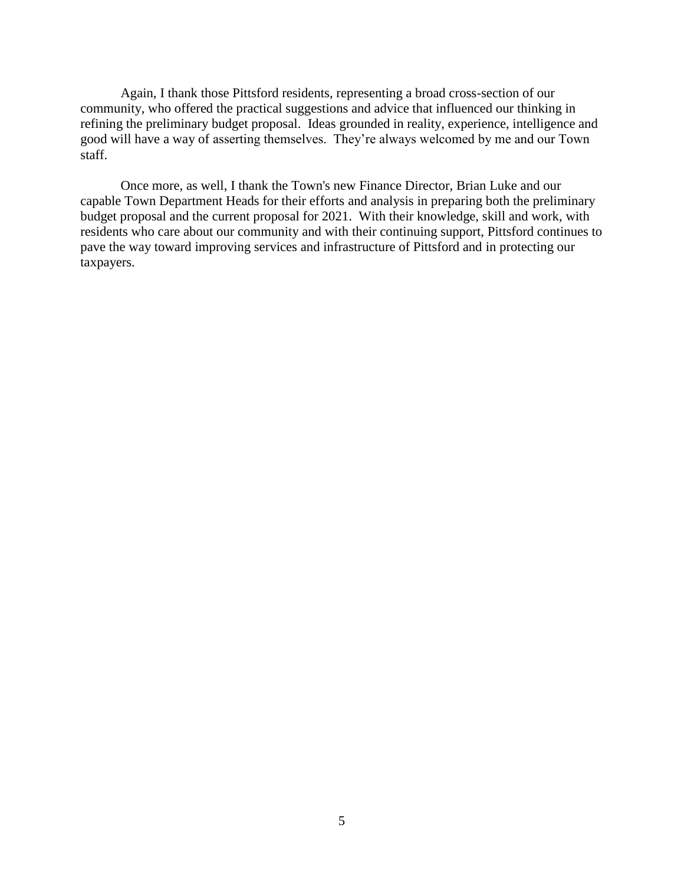Again, I thank those Pittsford residents, representing a broad cross-section of our community, who offered the practical suggestions and advice that influenced our thinking in refining the preliminary budget proposal. Ideas grounded in reality, experience, intelligence and good will have a way of asserting themselves. They're always welcomed by me and our Town staff.

Once more, as well, I thank the Town's new Finance Director, Brian Luke and our capable Town Department Heads for their efforts and analysis in preparing both the preliminary budget proposal and the current proposal for 2021. With their knowledge, skill and work, with residents who care about our community and with their continuing support, Pittsford continues to pave the way toward improving services and infrastructure of Pittsford and in protecting our taxpayers.